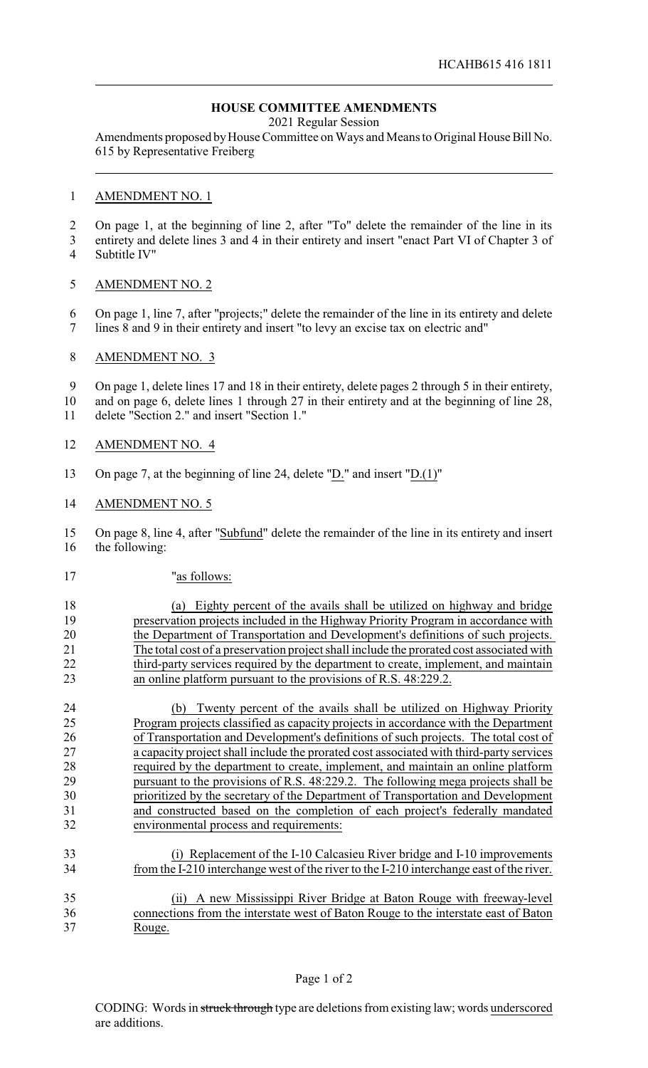HCAHB615 416 1811

# HOUSE COMMITTEE AMENDMENTS

2021 Regular Session

Amendments proposed by House Committee on Ways and Means to Original House Bill No. 615 by Representative Freiberg

AMENDMENT NO. 1

On page 1, at the beginning of line 2, after "To" delete the remainder of the line in its entirety and delete lines 3 and 4 in their entirety and insert "enact Part VI of Chapter 3 of Subtitle IV"

AMENDMENT NO. 2

On page 1, line 7, after "projects;" delete the remainder of the line in its entirety and delete lines 8 and 9 in their entirety and insert "to levy an excise tax on electric and"

AMENDMENT NO. 3

On page 1, delete lines 17 and 18 in their entirety, delete pages 2 through 5 in their entirety, and on page 6, delete lines 1 through 27 in their entirety and at the beginning of line 28, delete "Section 2." and insert "Section 1."

AMENDMENT NO. 4

On page 7, at the beginning of line 24, delete "D." and insert "D.(1)"

AMENDMENT NO. 5

On page 8, line 4, after "Subfund" delete the remainder of the line in its entirety and insert the following:

"as follows:

(a) Eighty percent of the avails shall be utilized on highway and bridge preservation projects included in the Highway Priority Program in accordance with the Department of Transportation and Development's definitions of such projects. The total cost of a preservation project shall include the prorated cost associated with third-party services required by the department to create, implement, and maintain an online platform pursuant to the provisions of R.S. 48:229.2.

(b) Twenty percent of the avails shall be utilized on Highway Priority Program projects classified as capacity projects in accordance with the Department of Transportation and Development's definitions of such projects. The total cost of a capacity project shall include the prorated cost associated with third-party services required by the department to create, implement, and maintain an online platform pursuant to the provisions of R.S. 48:229.2. The following mega projects shall be prioritized by the secretary of the Department of Transportation and Development and constructed based on the completion of each project's federally mandated environmental process and requirements:

(i) Replacement of the I-10 Calcasieu River bridge and I-10 improvements from the I-210 interchange west of the river to the I-210 interchange east of the river.

(ii) A new Mississippi River Bridge at Baton Rouge with freeway-level connections from the interstate west of Baton Rouge to the interstate east of Baton Rouge.

CODING: Words in struck through type are deletions from existing law; words underscored are additions.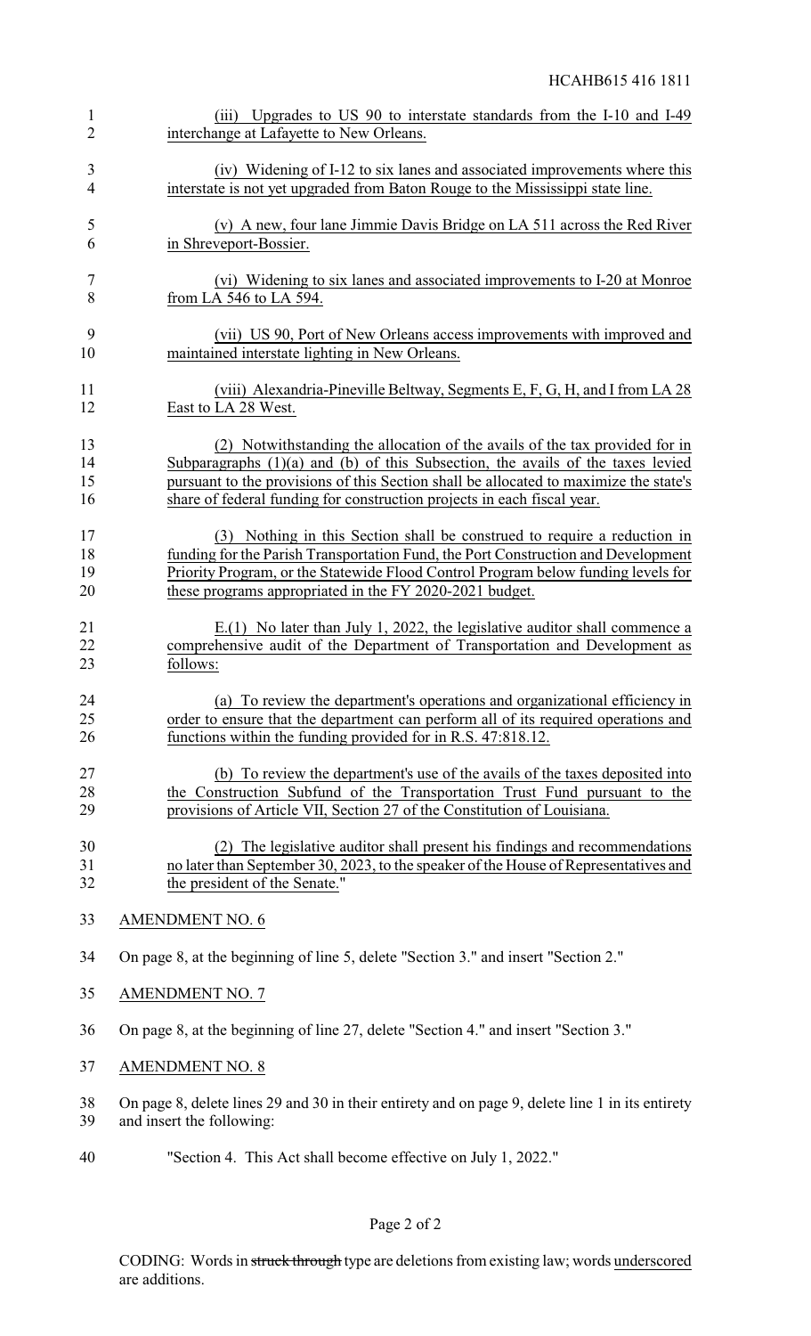(iii) Upgrades to US 90 to interstate standards from the I-10 and I-49 interchange at Lafayette to New Orleans.

(iv) Widening of I-12 to six lanes and associated improvements where this interstate is not yet upgraded from Baton Rouge to the Mississippi state line.

(v) A new, four lane Jimmie Davis Bridge on LA 511 across the Red River in Shreveport-Bossier.

(vi) Widening to six lanes and associated improvements to I-20 at Monroe from LA 546 to LA 594.

(vii) US 90, Port of New Orleans access improvements with improved and maintained interstate lighting in New Orleans.

(viii) Alexandria-Pineville Beltway, Segments E, F, G, H, and I from LA 28 East to LA 28 West.

(2) Notwithstanding the allocation of the avails of the tax provided for in Subparagraphs (1)(a) and (b) of this Subsection, the avails of the taxes levied pursuant to the provisions of this Section shall be allocated to maximize the state's share of federal funding for construction projects in each fiscal year.

(3) Nothing in this Section shall be construed to require a reduction in funding for the Parish Transportation Fund, the Port Construction and Development Priority Program, or the Statewide Flood Control Program below funding levels for these programs appropriated in the FY 2020-2021 budget.

E.(1) No later than July 1, 2022, the legislative auditor shall commence a comprehensive audit of the Department of Transportation and Development as follows:

(a) To review the department's operations and organizational efficiency in order to ensure that the department can perform all of its required operations and functions within the funding provided for in R.S. 47:818.12.

(b) To review the department's use of the avails of the taxes deposited into the Construction Subfund of the Transportation Trust Fund pursuant to the provisions of Article VII, Section 27 of the Constitution of Louisiana.

(2) The legislative auditor shall present his findings and recommendations no later than September 30, 2023, to the speaker of the House of Representatives and the president of the Senate."

AMENDMENT NO. 6

On page 8, at the beginning of line 5, delete "Section 3." and insert "Section 2."

AMENDMENT NO. 7

On page 8, at the beginning of line 27, delete "Section 4." and insert "Section 3."

AMENDMENT NO. 8

On page 8, delete lines 29 and 30 in their entirety and on page 9, delete line 1 in its entirety and insert the following:

"Section 4. This Act shall become effective on July 1, 2022."

CODING: Words in ~~struck through~~ type are deletions from existing law; words underscored are additions.